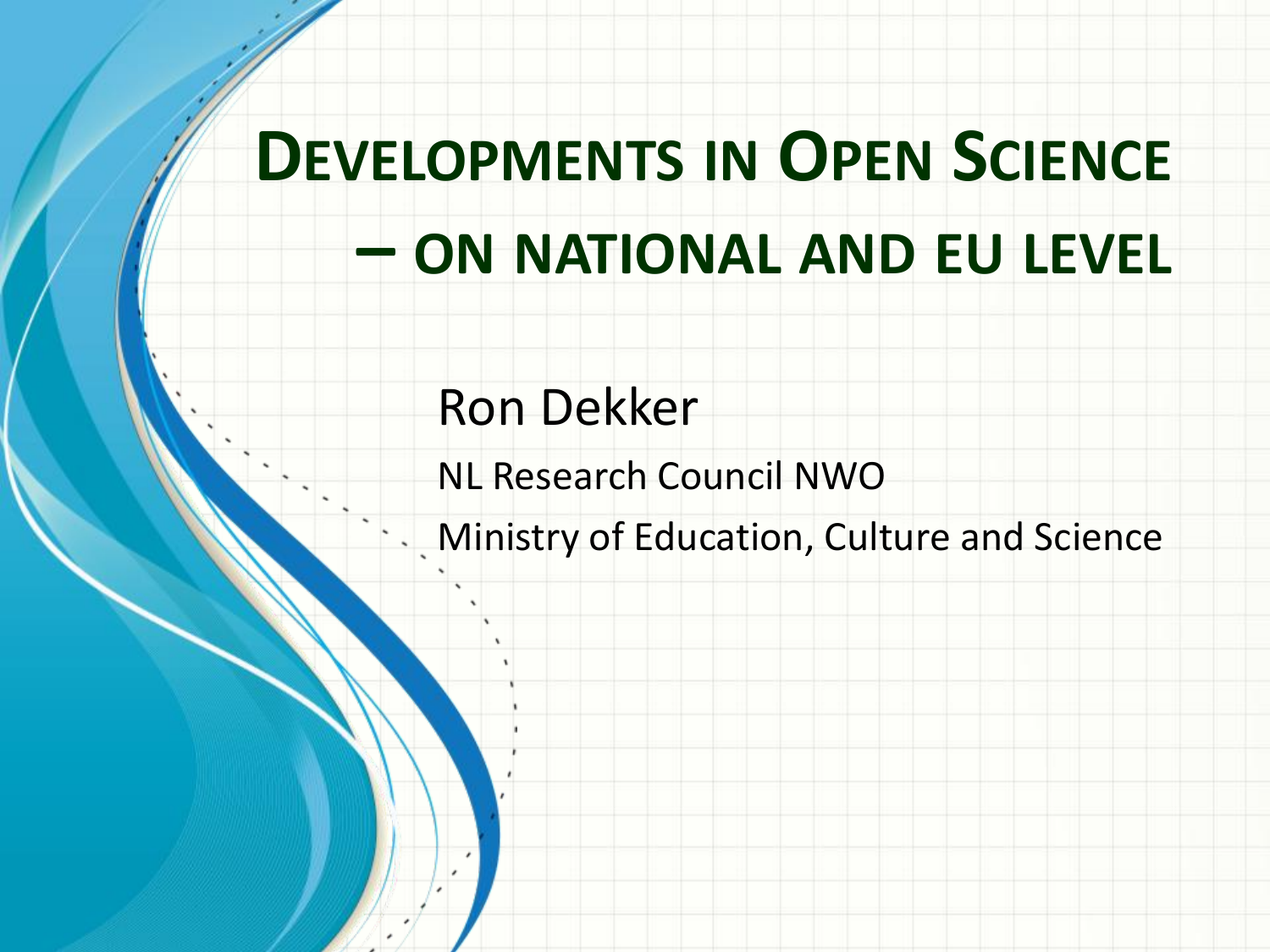# Developments in Open Science – on national and EU level

Ron Dekker

NL Research Council NWO

Ministry of Education, Culture and Science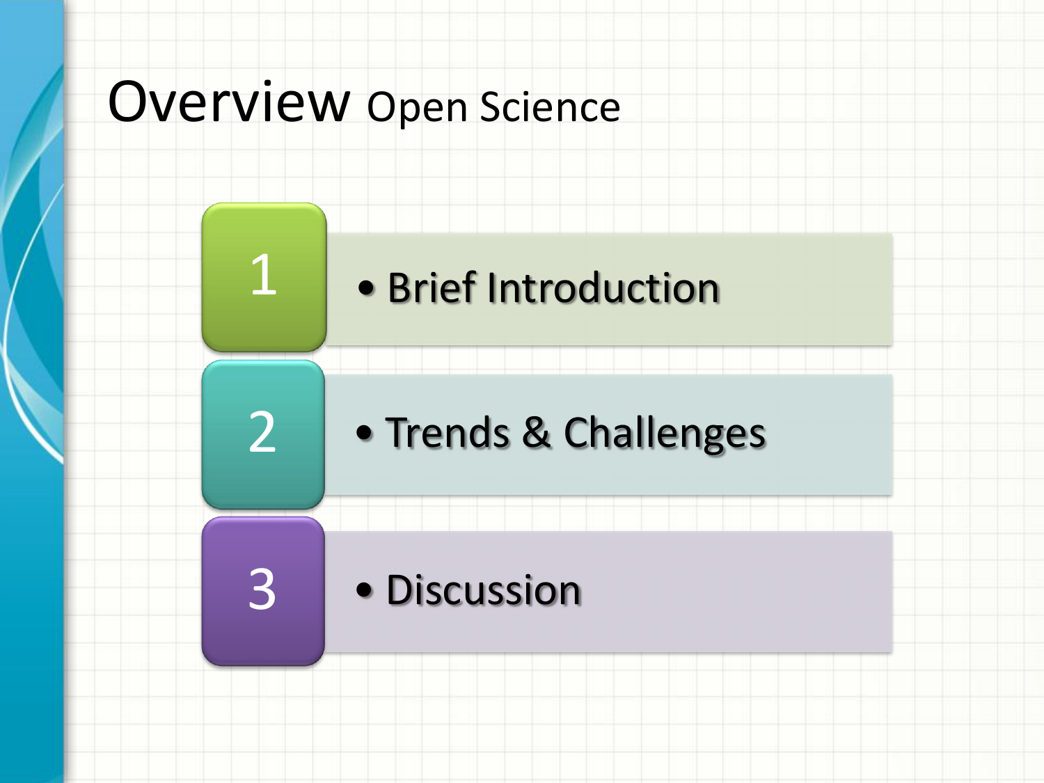# Overview Open Science

1. Brief Introduction
2. Trends & Challenges
3. Discussion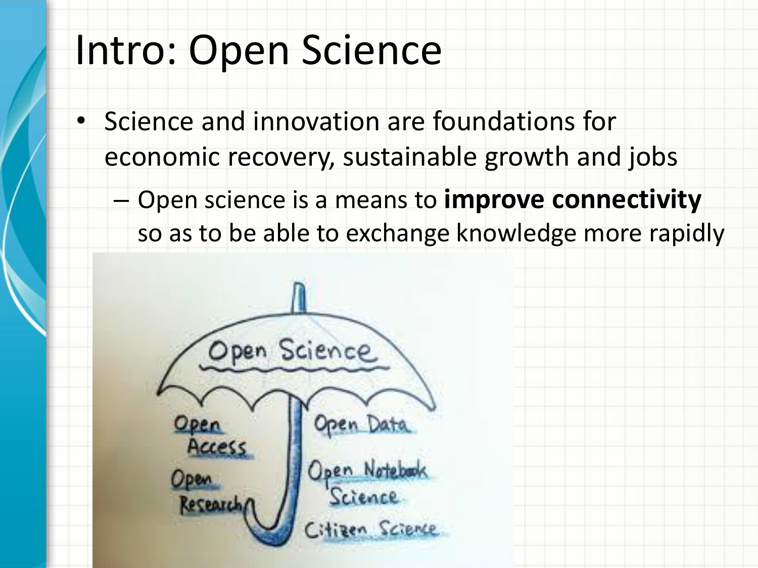# Intro: Open Science

- Science and innovation are foundations for economic recovery, sustainable growth and jobs
  - Open science is a means to **improve connectivity** so as to be able to exchange knowledge more rapidly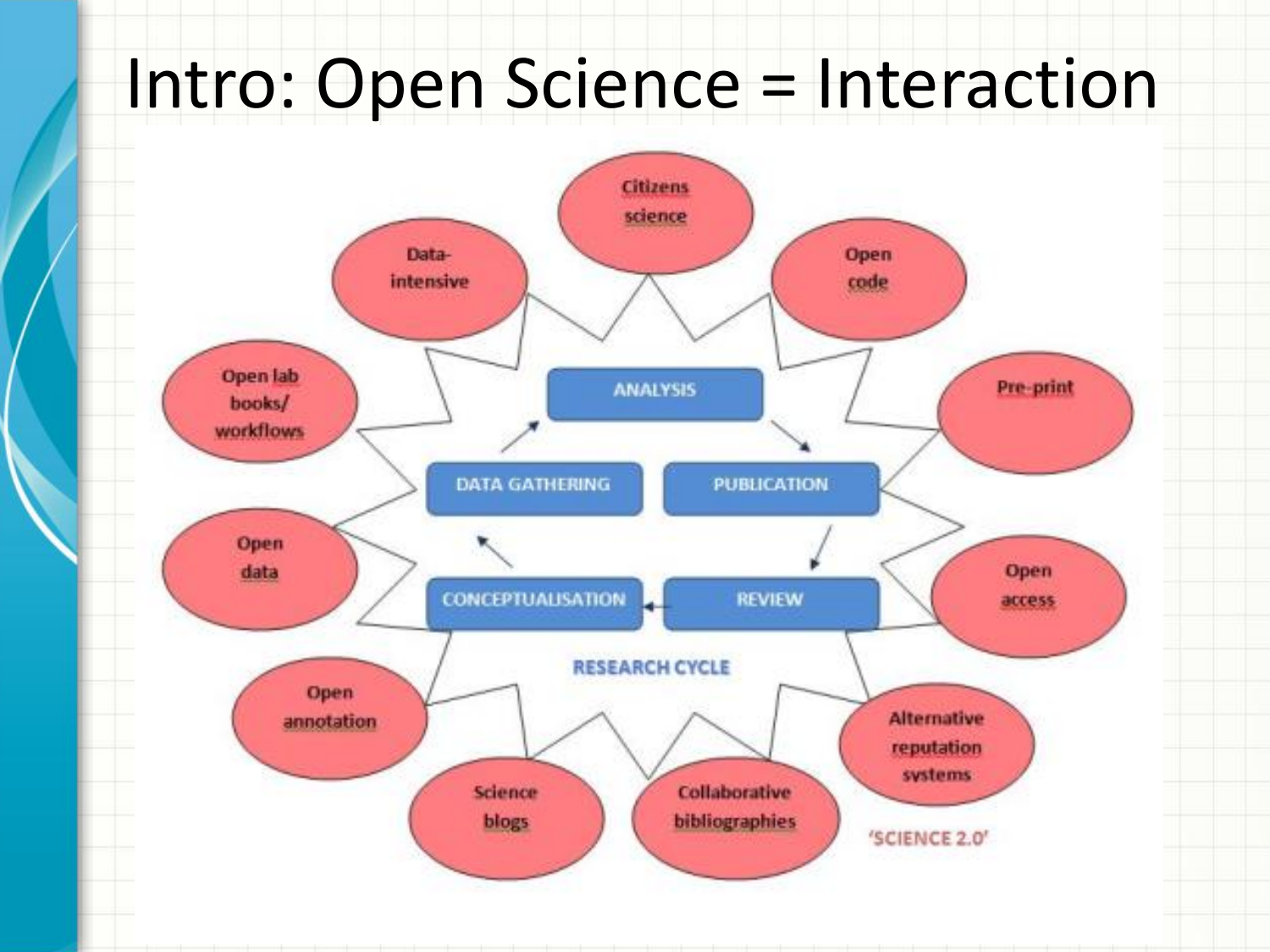# Intro: Open Science = Interaction

RESEARCH CYCLE

- CONCEPTUALISATION
- DATA GATHERING
- ANALYSIS
- PUBLICATION
- REVIEW

'SCIENCE 2.0'

- Citizens science
- Open code
- Pre-print
- Open access
- Alternative reputation systems
- Collaborative bibliographies
- Science blogs
- Open annotation
- Open data
- Open lab books/ workflows
- Data-intensive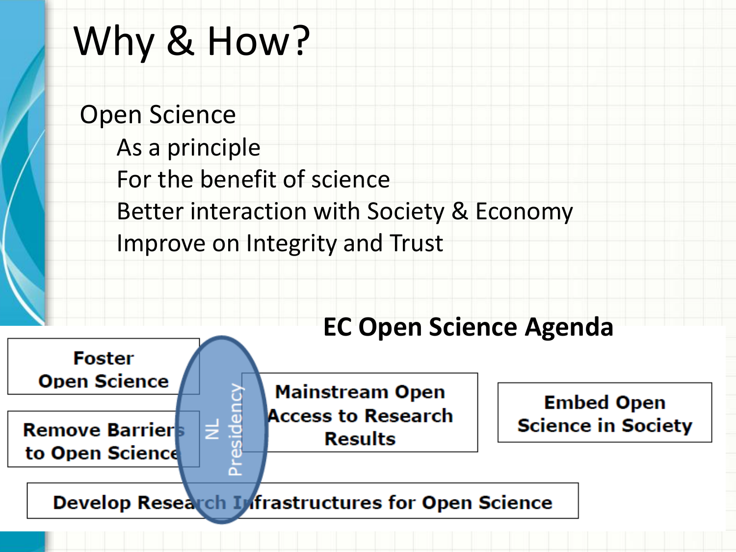# Why & How?

Open Science

- As a principle
- For the benefit of science
- Better interaction with Society & Economy
- Improve on Integrity and Trust

**EC Open Science Agenda**

- **Foster Open Science**
- **Remove Barriers to Open Science**
- **Mainstream Open Access to Research Results**
- **Embed Open Science in Society**
- **Develop Research Infrastructures for Open Science**

NL Presidency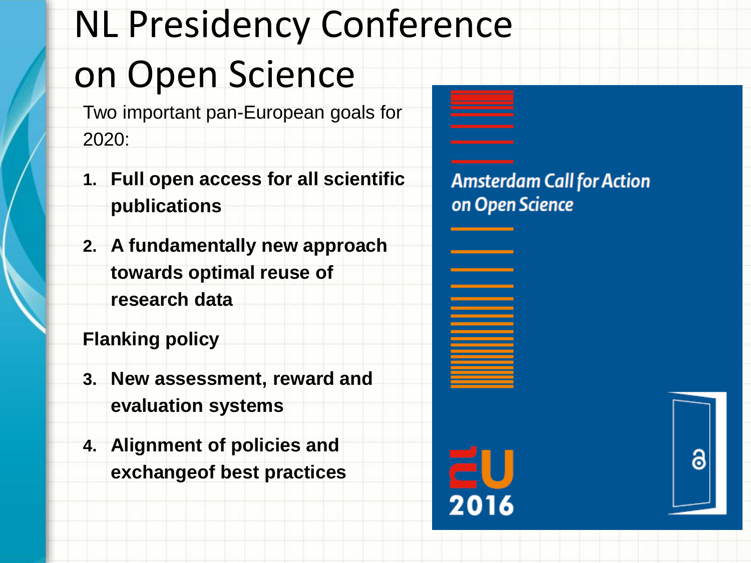# NL Presidency Conference on Open Science

Two important pan-European goals for 2020:

1. **Full open access for all scientific publications**
2. **A fundamentally new approach towards optimal reuse of research data**

**Flanking policy**

3. **New assessment, reward and evaluation systems**
4. **Alignment of policies and exchangeof best practices**

Amsterdam Call for Action on Open Science

EU 2016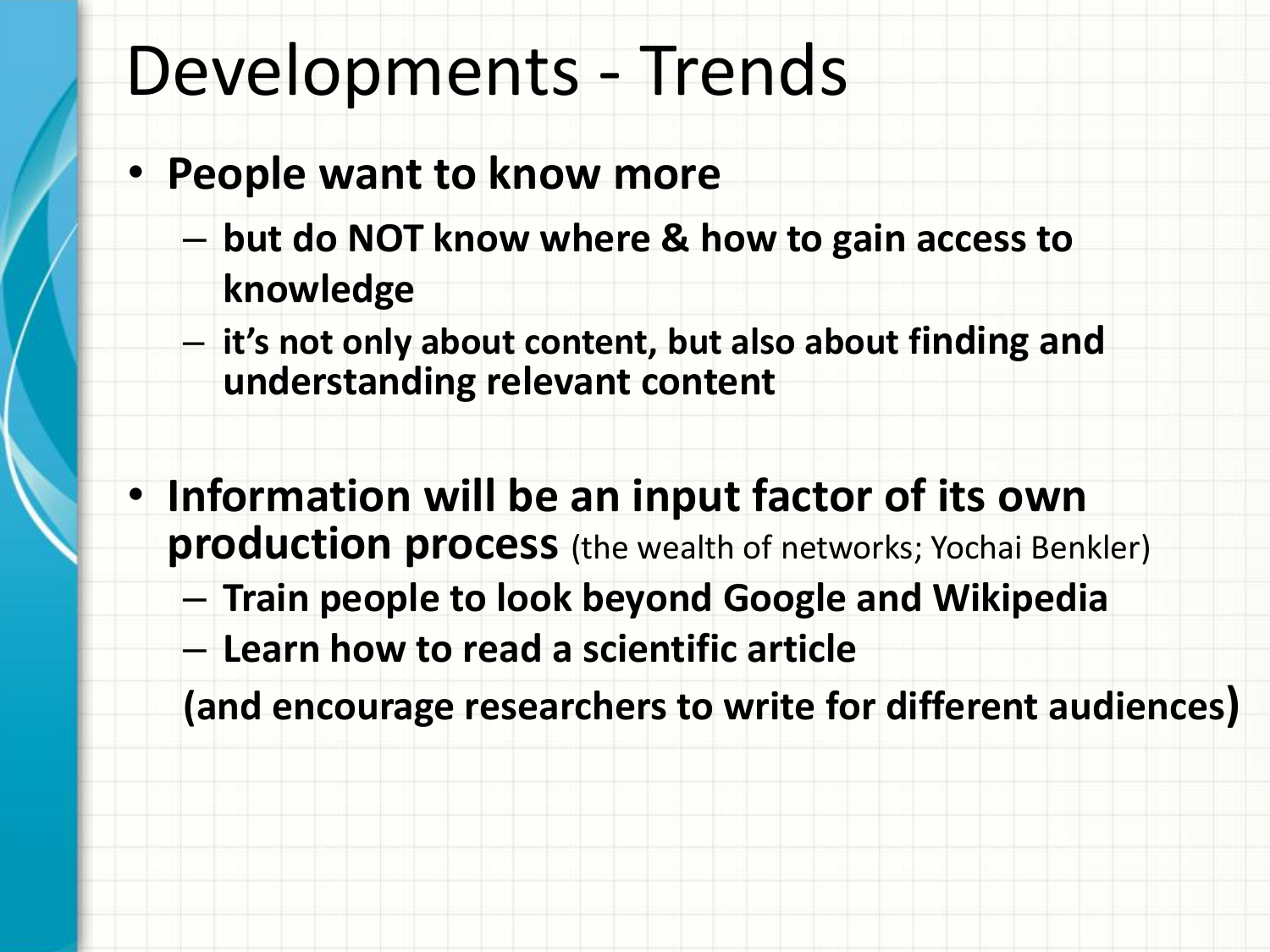# Developments - Trends

- **People want to know more**
  - **but do NOT know where & how to gain access to knowledge**
  - **it's not only about content, but also about finding and understanding relevant content**

- **Information will be an input factor of its own production process** (the wealth of networks; Yochai Benkler)
  - **Train people to look beyond Google and Wikipedia**
  - **Learn how to read a scientific article**

  **(and encourage researchers to write for different audiences)**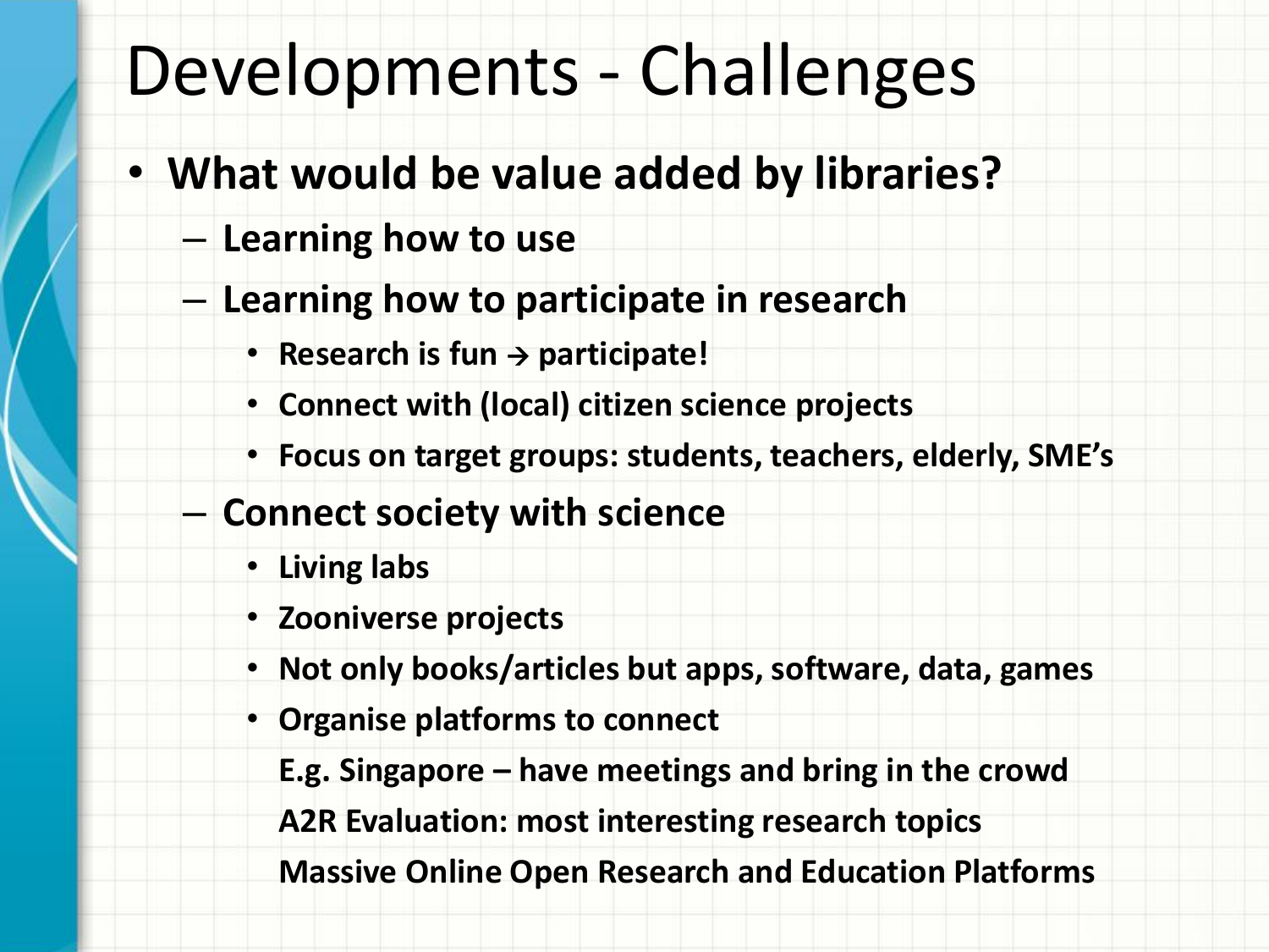# Developments - Challenges

- **What would be value added by libraries?**
  - **Learning how to use**
  - **Learning how to participate in research**
    - **Research is fun → participate!**
    - **Connect with (local) citizen science projects**
    - **Focus on target groups: students, teachers, elderly, SME's**
  - **Connect society with science**
    - **Living labs**
    - **Zooniverse projects**
    - **Not only books/articles but apps, software, data, games**
    - **Organise platforms to connect**

      **E.g. Singapore – have meetings and bring in the crowd**

      **A2R Evaluation: most interesting research topics**

      **Massive Online Open Research and Education Platforms**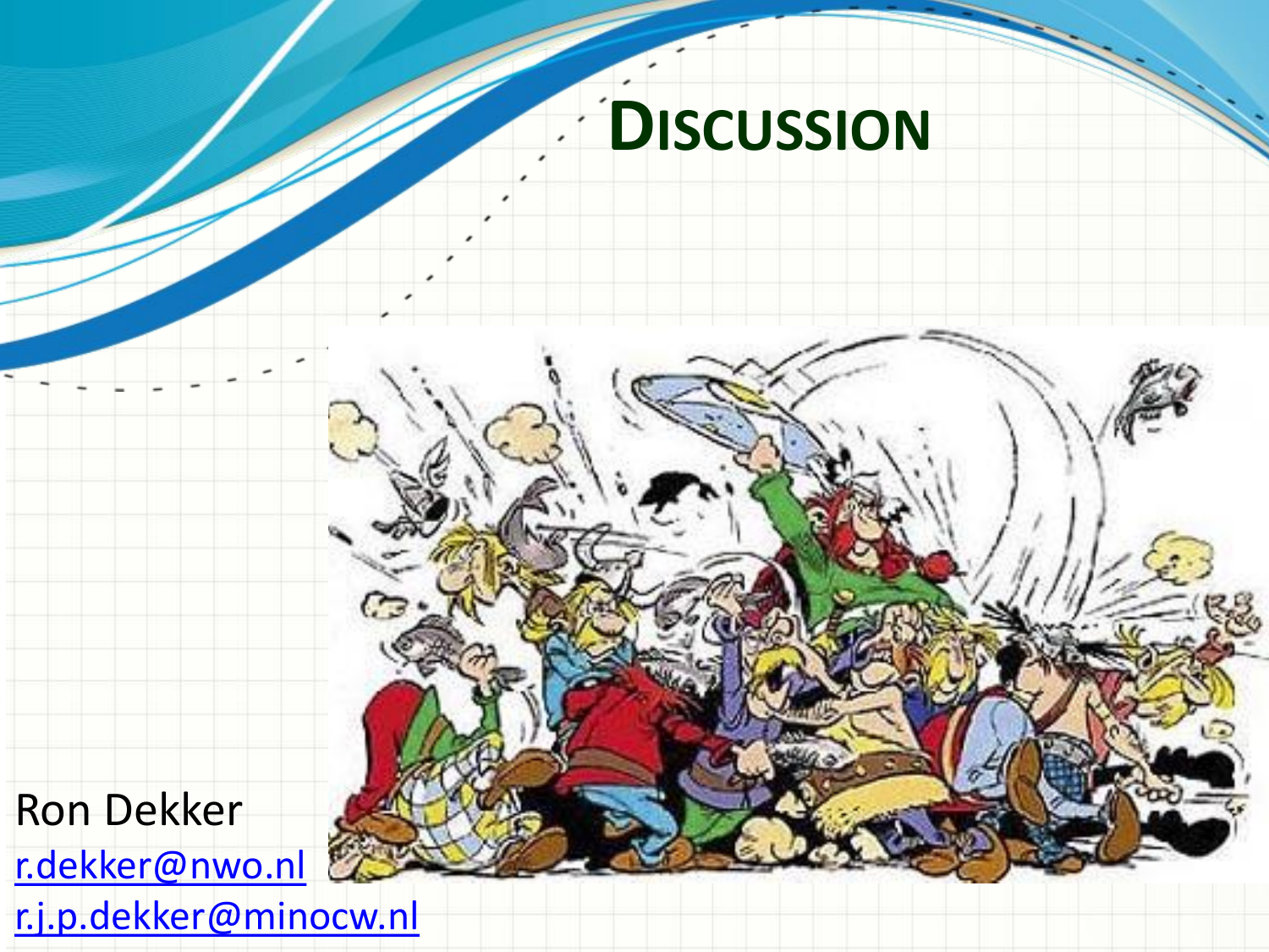# Discussion

Ron Dekker
r.dekker@nwo.nl
r.j.p.dekker@minocw.nl